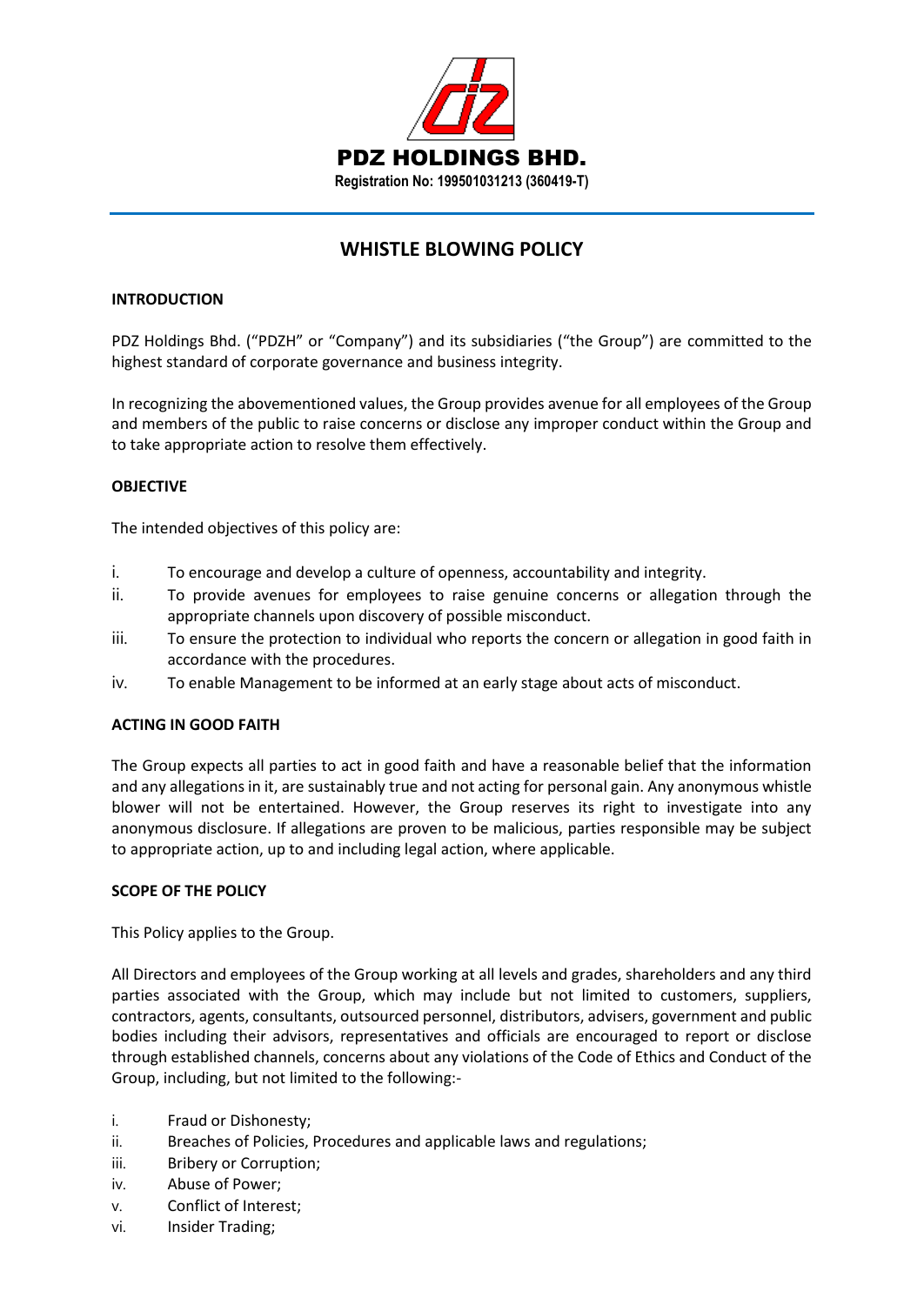**PDZ HOLDINGS BHD.**

**Registration No: 199501031213 (360419-T)**

# WHISTLE BLOWING POLICY

## INTRODUCTION

PDZ Holdings Bhd. ("PDZH" or "Company") and its subsidiaries ("the Group") are committed to the highest standard of corporate governance and business integrity.

In recognizing the abovementioned values, the Group provides avenue for all employees of the Group and members of the public to raise concerns or disclose any improper conduct within the Group and to take appropriate action to resolve them effectively.

## OBJECTIVE

The intended objectives of this policy are:

i. To encourage and develop a culture of openness, accountability and integrity.
ii. To provide avenues for employees to raise genuine concerns or allegation through the appropriate channels upon discovery of possible misconduct.
iii. To ensure the protection to individual who reports the concern or allegation in good faith in accordance with the procedures.
iv. To enable Management to be informed at an early stage about acts of misconduct.

## ACTING IN GOOD FAITH

The Group expects all parties to act in good faith and have a reasonable belief that the information and any allegations in it, are sustainably true and not acting for personal gain. Any anonymous whistle blower will not be entertained. However, the Group reserves its right to investigate into any anonymous disclosure. If allegations are proven to be malicious, parties responsible may be subject to appropriate action, up to and including legal action, where applicable.

## SCOPE OF THE POLICY

This Policy applies to the Group.

All Directors and employees of the Group working at all levels and grades, shareholders and any third parties associated with the Group, which may include but not limited to customers, suppliers, contractors, agents, consultants, outsourced personnel, distributors, advisers, government and public bodies including their advisors, representatives and officials are encouraged to report or disclose through established channels, concerns about any violations of the Code of Ethics and Conduct of the Group, including, but not limited to the following:-

i. Fraud or Dishonesty;
ii. Breaches of Policies, Procedures and applicable laws and regulations;
iii. Bribery or Corruption;
iv. Abuse of Power;
v. Conflict of Interest;
vi. Insider Trading;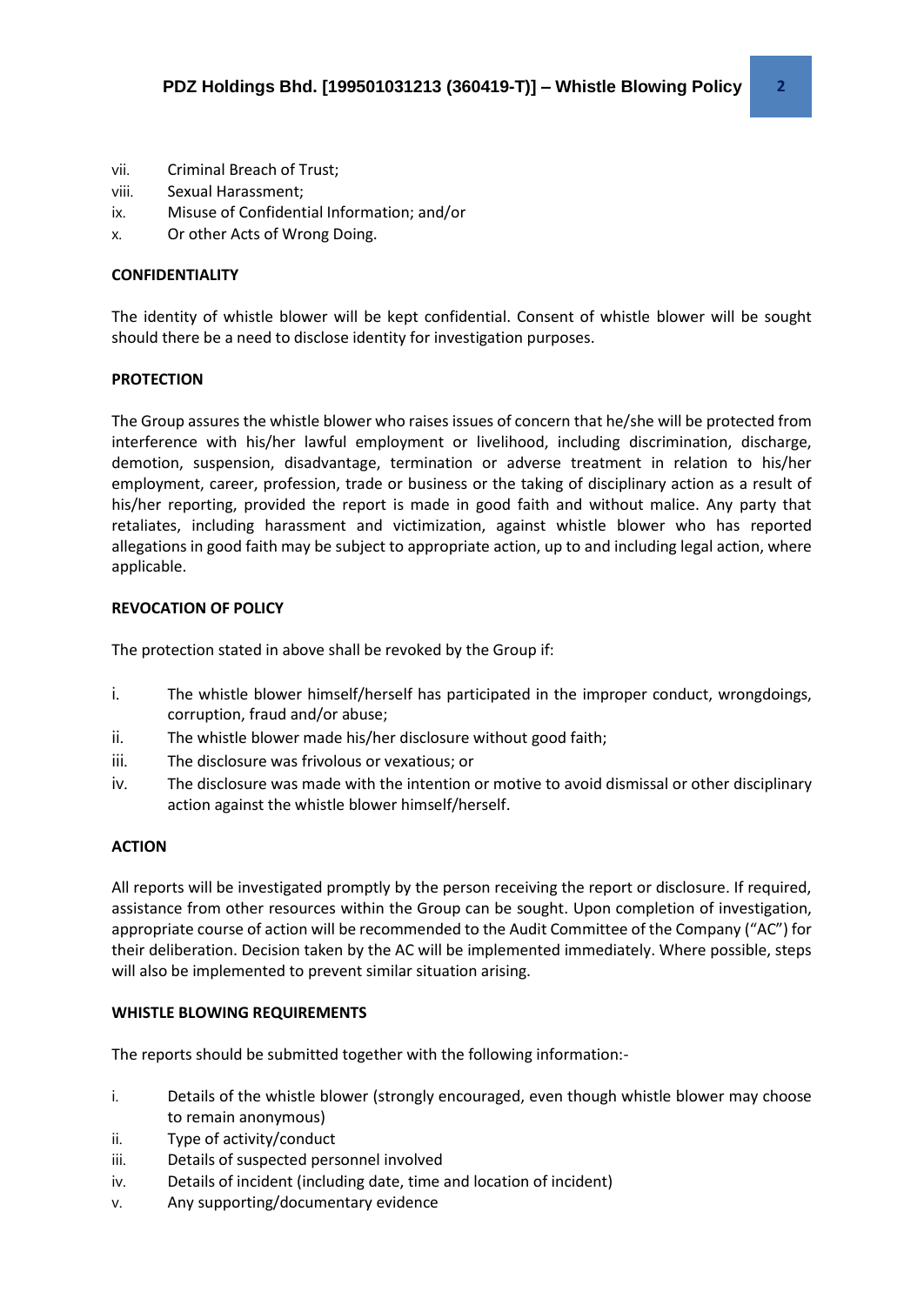vii. Criminal Breach of Trust;
viii. Sexual Harassment;
ix. Misuse of Confidential Information; and/or
x. Or other Acts of Wrong Doing.

**CONFIDENTIALITY**

The identity of whistle blower will be kept confidential. Consent of whistle blower will be sought should there be a need to disclose identity for investigation purposes.

**PROTECTION**

The Group assures the whistle blower who raises issues of concern that he/she will be protected from interference with his/her lawful employment or livelihood, including discrimination, discharge, demotion, suspension, disadvantage, termination or adverse treatment in relation to his/her employment, career, profession, trade or business or the taking of disciplinary action as a result of his/her reporting, provided the report is made in good faith and without malice. Any party that retaliates, including harassment and victimization, against whistle blower who has reported allegations in good faith may be subject to appropriate action, up to and including legal action, where applicable.

**REVOCATION OF POLICY**

The protection stated in above shall be revoked by the Group if:

i. The whistle blower himself/herself has participated in the improper conduct, wrongdoings, corruption, fraud and/or abuse;
ii. The whistle blower made his/her disclosure without good faith;
iii. The disclosure was frivolous or vexatious; or
iv. The disclosure was made with the intention or motive to avoid dismissal or other disciplinary action against the whistle blower himself/herself.

**ACTION**

All reports will be investigated promptly by the person receiving the report or disclosure. If required, assistance from other resources within the Group can be sought. Upon completion of investigation, appropriate course of action will be recommended to the Audit Committee of the Company ("AC") for their deliberation. Decision taken by the AC will be implemented immediately. Where possible, steps will also be implemented to prevent similar situation arising.

**WHISTLE BLOWING REQUIREMENTS**

The reports should be submitted together with the following information:-

i. Details of the whistle blower (strongly encouraged, even though whistle blower may choose to remain anonymous)
ii. Type of activity/conduct
iii. Details of suspected personnel involved
iv. Details of incident (including date, time and location of incident)
v. Any supporting/documentary evidence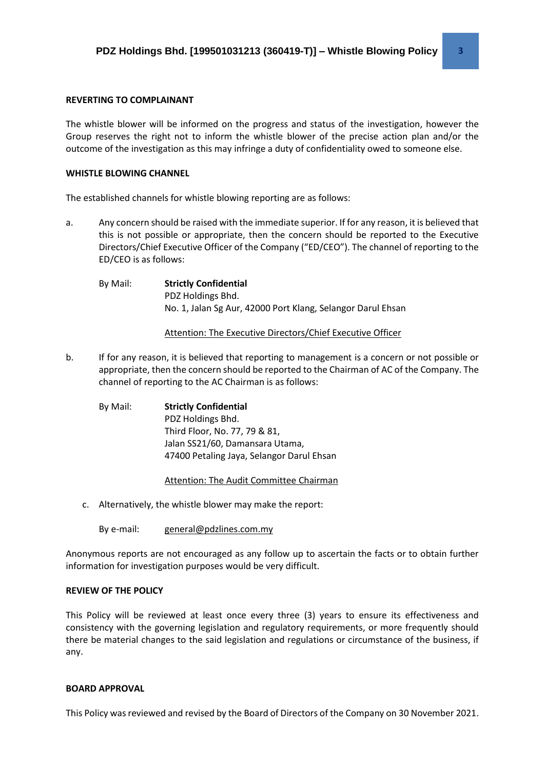**REVERTING TO COMPLAINANT**

The whistle blower will be informed on the progress and status of the investigation, however the Group reserves the right not to inform the whistle blower of the precise action plan and/or the outcome of the investigation as this may infringe a duty of confidentiality owed to someone else.

**WHISTLE BLOWING CHANNEL**

The established channels for whistle blowing reporting are as follows:

a. Any concern should be raised with the immediate superior. If for any reason, it is believed that this is not possible or appropriate, then the concern should be reported to the Executive Directors/Chief Executive Officer of the Company ("ED/CEO"). The channel of reporting to the ED/CEO is as follows:

   By Mail: **Strictly Confidential**
   PDZ Holdings Bhd.
   No. 1, Jalan Sg Aur, 42000 Port Klang, Selangor Darul Ehsan

   Attention: The Executive Directors/Chief Executive Officer

b. If for any reason, it is believed that reporting to management is a concern or not possible or appropriate, then the concern should be reported to the Chairman of AC of the Company. The channel of reporting to the AC Chairman is as follows:

   By Mail: **Strictly Confidential**
   PDZ Holdings Bhd.
   Third Floor, No. 77, 79 & 81,
   Jalan SS21/60, Damansara Utama,
   47400 Petaling Jaya, Selangor Darul Ehsan

   Attention: The Audit Committee Chairman

c. Alternatively, the whistle blower may make the report:

   By e-mail: general@pdzlines.com.my

Anonymous reports are not encouraged as any follow up to ascertain the facts or to obtain further information for investigation purposes would be very difficult.

**REVIEW OF THE POLICY**

This Policy will be reviewed at least once every three (3) years to ensure its effectiveness and consistency with the governing legislation and regulatory requirements, or more frequently should there be material changes to the said legislation and regulations or circumstance of the business, if any.

**BOARD APPROVAL**

This Policy was reviewed and revised by the Board of Directors of the Company on 30 November 2021.